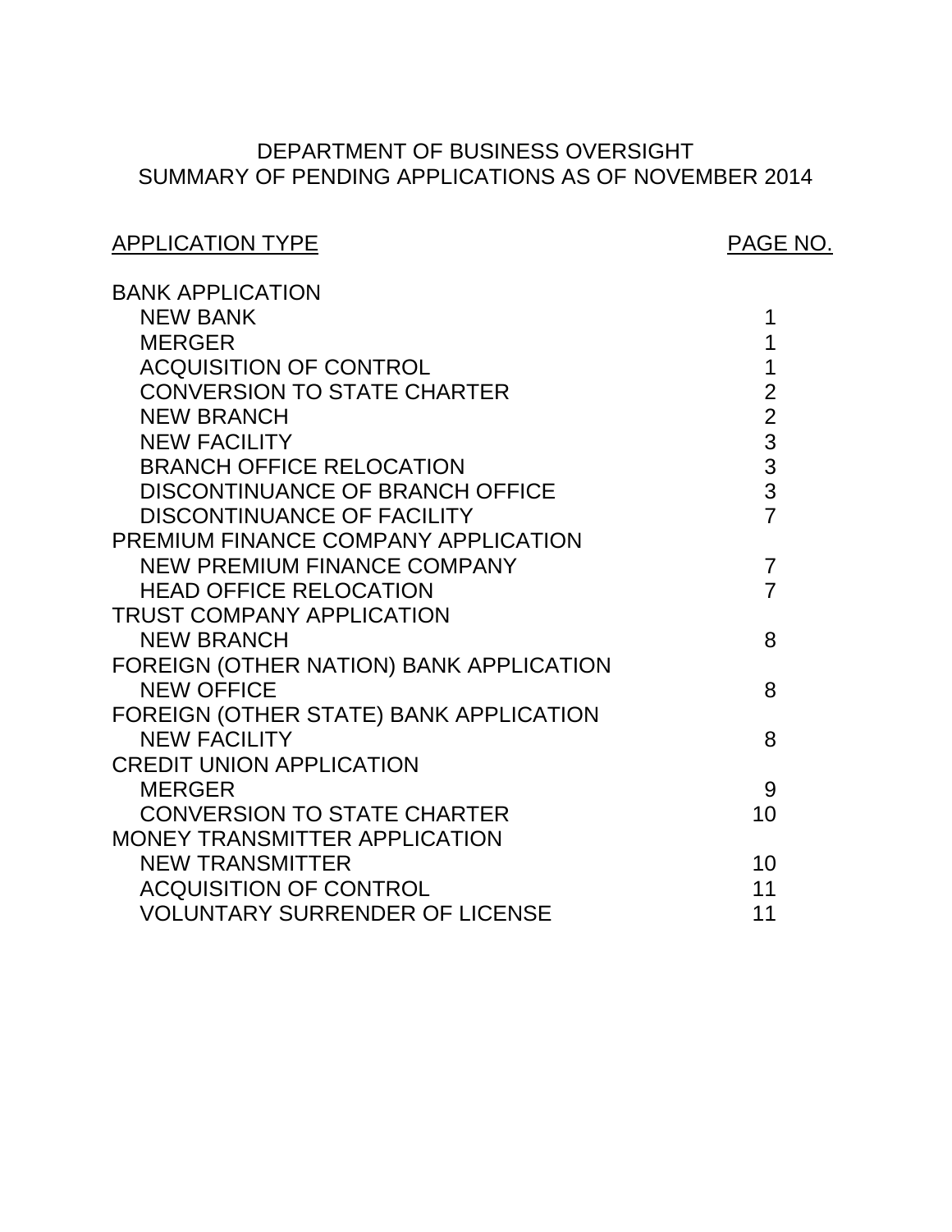# DEPARTMENT OF BUSINESS OVERSIGHT
## SUMMARY OF PENDING APPLICATIONS AS OF NOVEMBER 2014

| APPLICATION TYPE | PAGE NO. |
|---|---|
| BANK APPLICATION | |
| NEW BANK | 1 |
| MERGER | 1 |
| ACQUISITION OF CONTROL | 1 |
| CONVERSION TO STATE CHARTER | 2 |
| NEW BRANCH | 2 |
| NEW FACILITY | 3 |
| BRANCH OFFICE RELOCATION | 3 |
| DISCONTINUANCE OF BRANCH OFFICE | 3 |
| DISCONTINUANCE OF FACILITY | 7 |
| PREMIUM FINANCE COMPANY APPLICATION | |
| NEW PREMIUM FINANCE COMPANY | 7 |
| HEAD OFFICE RELOCATION | 7 |
| TRUST COMPANY APPLICATION | |
| NEW BRANCH | 8 |
| FOREIGN (OTHER NATION) BANK APPLICATION | |
| NEW OFFICE | 8 |
| FOREIGN (OTHER STATE) BANK APPLICATION | |
| NEW FACILITY | 8 |
| CREDIT UNION APPLICATION | |
| MERGER | 9 |
| CONVERSION TO STATE CHARTER | 10 |
| MONEY TRANSMITTER APPLICATION | |
| NEW TRANSMITTER | 10 |
| ACQUISITION OF CONTROL | 11 |
| VOLUNTARY SURRENDER OF LICENSE | 11 |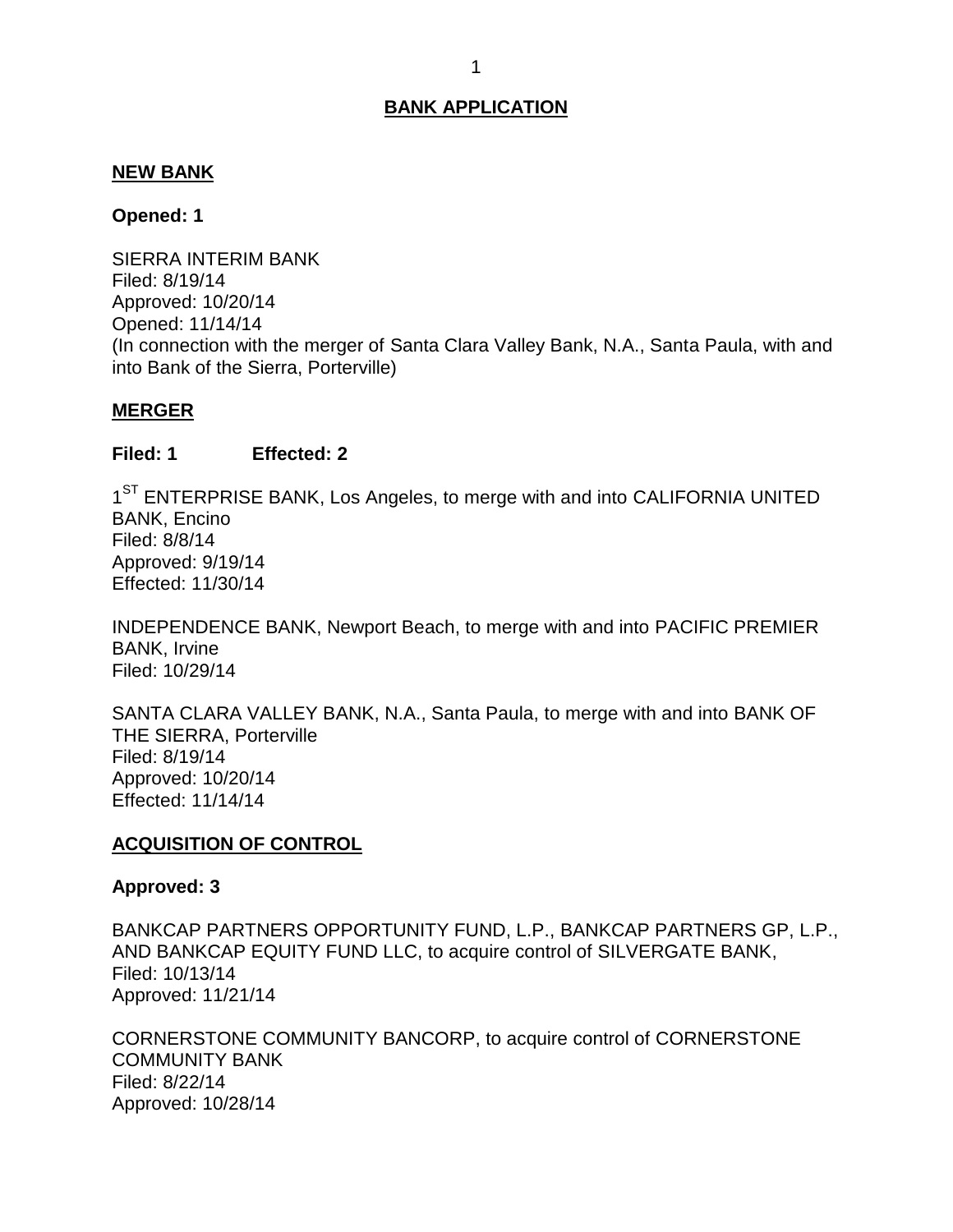# BANK APPLICATION

## NEW BANK

**Opened: 1**

SIERRA INTERIM BANK
Filed: 8/19/14
Approved: 10/20/14
Opened: 11/14/14
(In connection with the merger of Santa Clara Valley Bank, N.A., Santa Paula, with and into Bank of the Sierra, Porterville)

## MERGER

**Filed: 1 Effected: 2**

1ST ENTERPRISE BANK, Los Angeles, to merge with and into CALIFORNIA UNITED BANK, Encino
Filed: 8/8/14
Approved: 9/19/14
Effected: 11/30/14

INDEPENDENCE BANK, Newport Beach, to merge with and into PACIFIC PREMIER BANK, Irvine
Filed: 10/29/14

SANTA CLARA VALLEY BANK, N.A., Santa Paula, to merge with and into BANK OF THE SIERRA, Porterville
Filed: 8/19/14
Approved: 10/20/14
Effected: 11/14/14

## ACQUISITION OF CONTROL

**Approved: 3**

BANKCAP PARTNERS OPPORTUNITY FUND, L.P., BANKCAP PARTNERS GP, L.P., AND BANKCAP EQUITY FUND LLC, to acquire control of SILVERGATE BANK,
Filed: 10/13/14
Approved: 11/21/14

CORNERSTONE COMMUNITY BANCORP, to acquire control of CORNERSTONE COMMUNITY BANK
Filed: 8/22/14
Approved: 10/28/14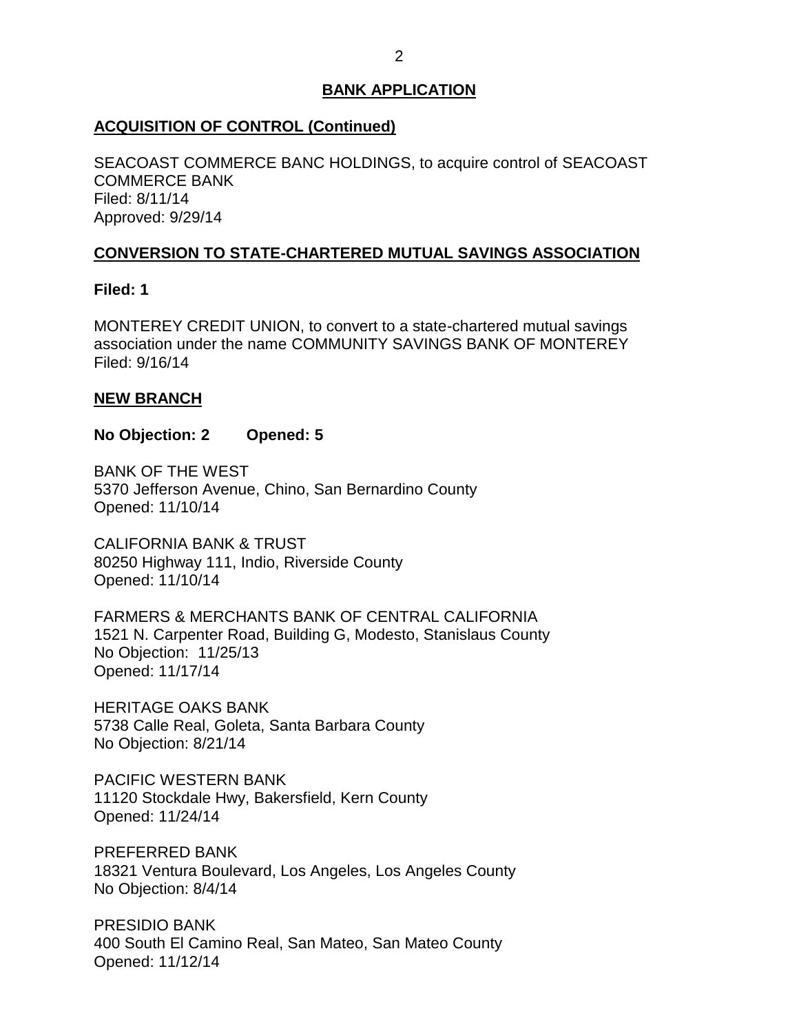## BANK APPLICATION

### ACQUISITION OF CONTROL (Continued)

SEACOAST COMMERCE BANC HOLDINGS, to acquire control of SEACOAST COMMERCE BANK
Filed: 8/11/14
Approved: 9/29/14

### CONVERSION TO STATE-CHARTERED MUTUAL SAVINGS ASSOCIATION

**Filed: 1**

MONTEREY CREDIT UNION, to convert to a state-chartered mutual savings association under the name COMMUNITY SAVINGS BANK OF MONTEREY
Filed: 9/16/14

### NEW BRANCH

**No Objection: 2 Opened: 5**

BANK OF THE WEST
5370 Jefferson Avenue, Chino, San Bernardino County
Opened: 11/10/14

CALIFORNIA BANK & TRUST
80250 Highway 111, Indio, Riverside County
Opened: 11/10/14

FARMERS & MERCHANTS BANK OF CENTRAL CALIFORNIA
1521 N. Carpenter Road, Building G, Modesto, Stanislaus County
No Objection: 11/25/13
Opened: 11/17/14

HERITAGE OAKS BANK
5738 Calle Real, Goleta, Santa Barbara County
No Objection: 8/21/14

PACIFIC WESTERN BANK
11120 Stockdale Hwy, Bakersfield, Kern County
Opened: 11/24/14

PREFERRED BANK
18321 Ventura Boulevard, Los Angeles, Los Angeles County
No Objection: 8/4/14

PRESIDIO BANK
400 South El Camino Real, San Mateo, San Mateo County
Opened: 11/12/14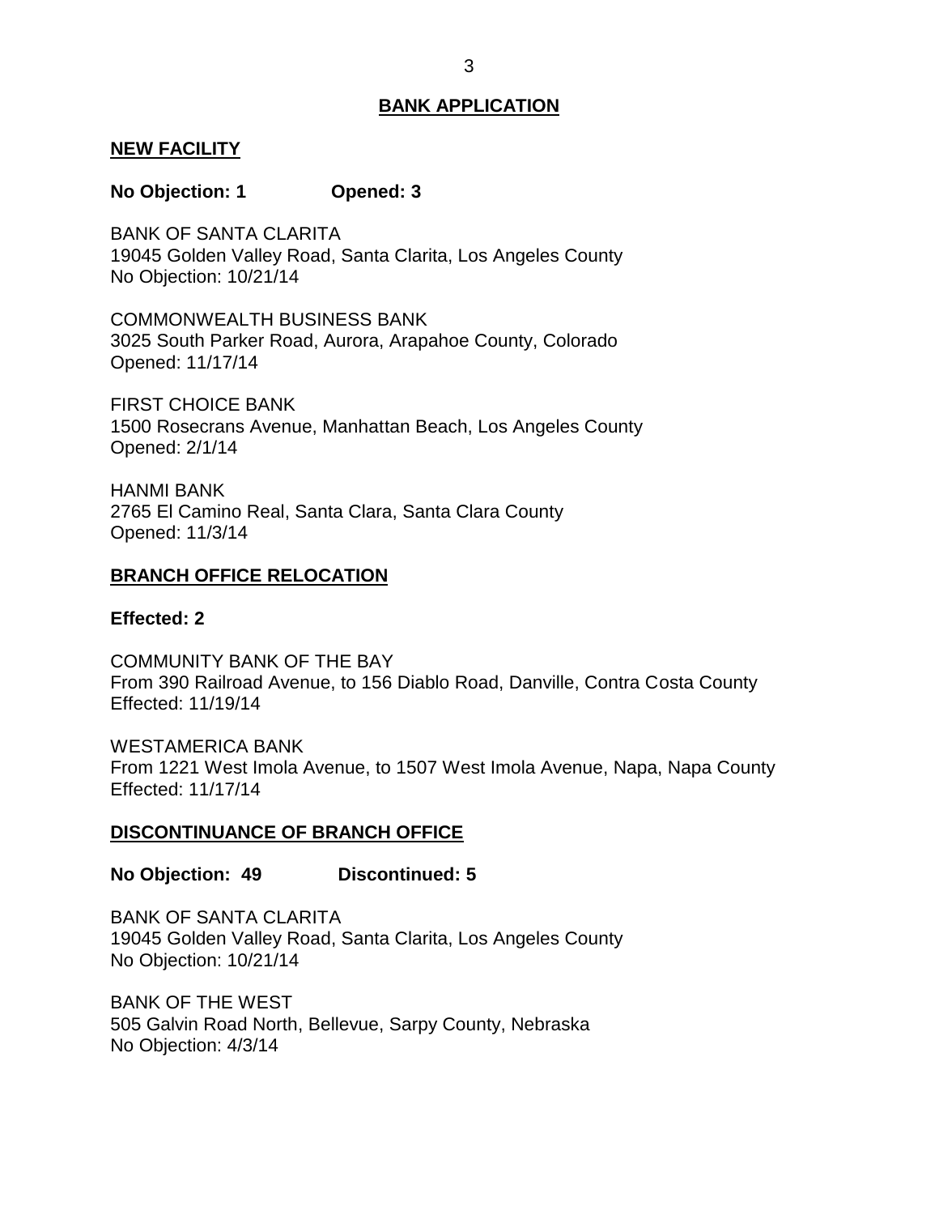## BANK APPLICATION

### NEW FACILITY

**No Objection: 1 Opened: 3**

BANK OF SANTA CLARITA
19045 Golden Valley Road, Santa Clarita, Los Angeles County
No Objection: 10/21/14

COMMONWEALTH BUSINESS BANK
3025 South Parker Road, Aurora, Arapahoe County, Colorado
Opened: 11/17/14

FIRST CHOICE BANK
1500 Rosecrans Avenue, Manhattan Beach, Los Angeles County
Opened: 2/1/14

HANMI BANK
2765 El Camino Real, Santa Clara, Santa Clara County
Opened: 11/3/14

### BRANCH OFFICE RELOCATION

**Effected: 2**

COMMUNITY BANK OF THE BAY
From 390 Railroad Avenue, to 156 Diablo Road, Danville, Contra Costa County
Effected: 11/19/14

WESTAMERICA BANK
From 1221 West Imola Avenue, to 1507 West Imola Avenue, Napa, Napa County
Effected: 11/17/14

### DISCONTINUANCE OF BRANCH OFFICE

**No Objection: 49 Discontinued: 5**

BANK OF SANTA CLARITA
19045 Golden Valley Road, Santa Clarita, Los Angeles County
No Objection: 10/21/14

BANK OF THE WEST
505 Galvin Road North, Bellevue, Sarpy County, Nebraska
No Objection: 4/3/14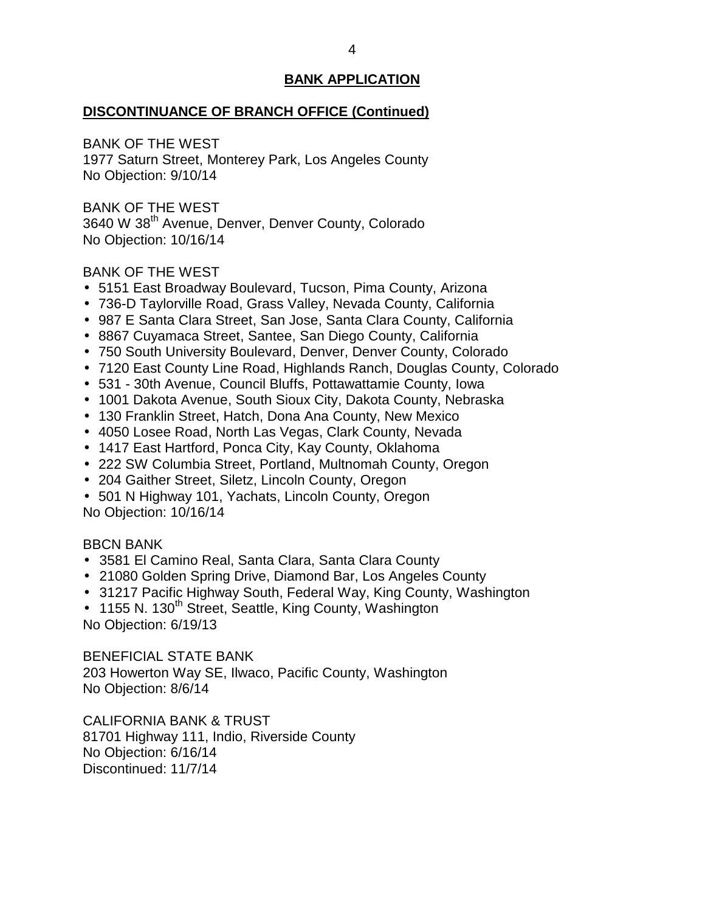## BANK APPLICATION

**DISCONTINUANCE OF BRANCH OFFICE (Continued)**

BANK OF THE WEST
1977 Saturn Street, Monterey Park, Los Angeles County
No Objection: 9/10/14

BANK OF THE WEST
3640 W 38th Avenue, Denver, Denver County, Colorado
No Objection: 10/16/14

BANK OF THE WEST

- 5151 East Broadway Boulevard, Tucson, Pima County, Arizona
- 736-D Taylorville Road, Grass Valley, Nevada County, California
- 987 E Santa Clara Street, San Jose, Santa Clara County, California
- 8867 Cuyamaca Street, Santee, San Diego County, California
- 750 South University Boulevard, Denver, Denver County, Colorado
- 7120 East County Line Road, Highlands Ranch, Douglas County, Colorado
- 531 - 30th Avenue, Council Bluffs, Pottawattamie County, Iowa
- 1001 Dakota Avenue, South Sioux City, Dakota County, Nebraska
- 130 Franklin Street, Hatch, Dona Ana County, New Mexico
- 4050 Losee Road, North Las Vegas, Clark County, Nevada
- 1417 East Hartford, Ponca City, Kay County, Oklahoma
- 222 SW Columbia Street, Portland, Multnomah County, Oregon
- 204 Gaither Street, Siletz, Lincoln County, Oregon
- 501 N Highway 101, Yachats, Lincoln County, Oregon

No Objection: 10/16/14

BBCN BANK

- 3581 El Camino Real, Santa Clara, Santa Clara County
- 21080 Golden Spring Drive, Diamond Bar, Los Angeles County
- 31217 Pacific Highway South, Federal Way, King County, Washington
- 1155 N. 130th Street, Seattle, King County, Washington

No Objection: 6/19/13

BENEFICIAL STATE BANK
203 Howerton Way SE, Ilwaco, Pacific County, Washington
No Objection: 8/6/14

CALIFORNIA BANK & TRUST
81701 Highway 111, Indio, Riverside County
No Objection: 6/16/14
Discontinued: 11/7/14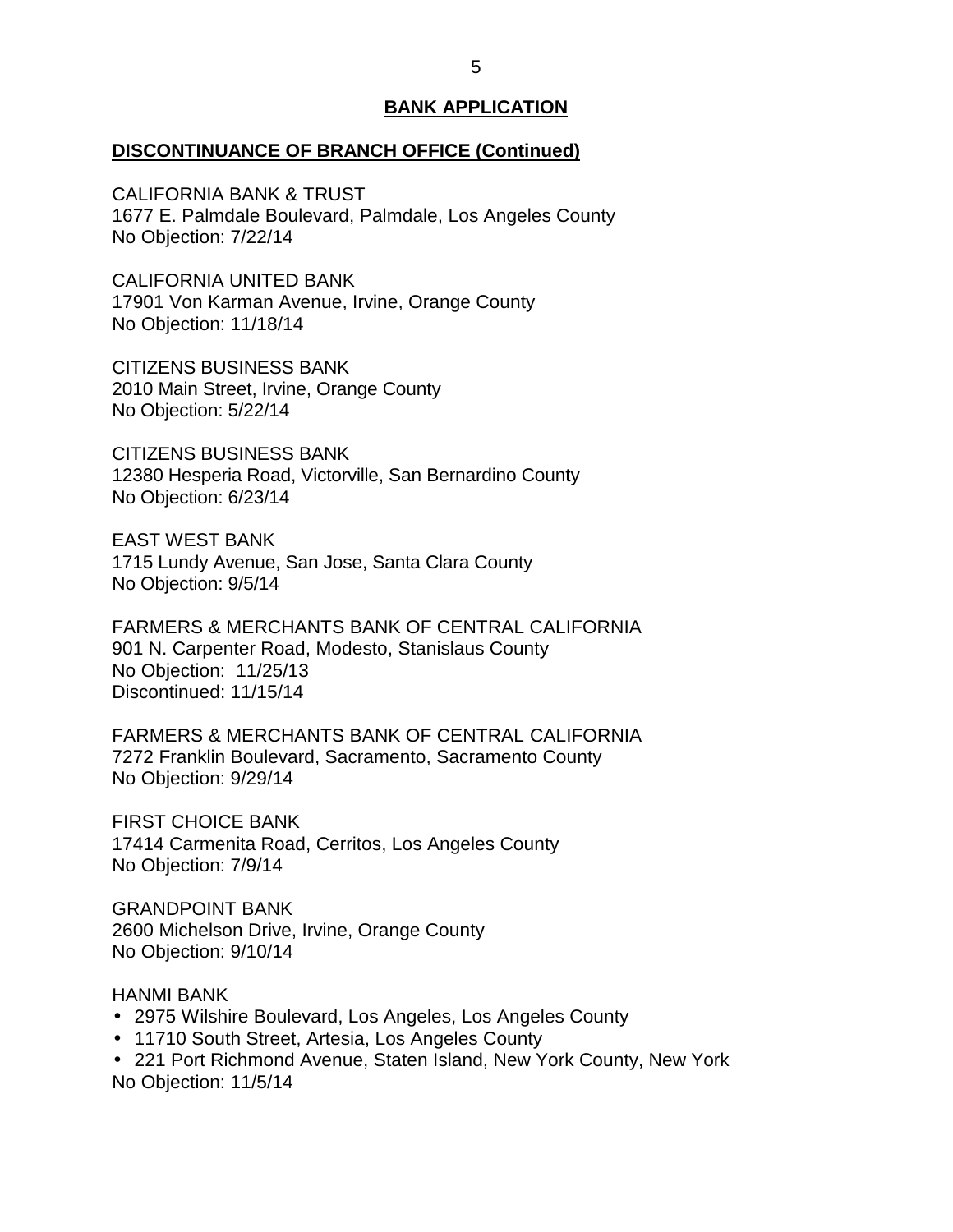## BANK APPLICATION

### DISCONTINUANCE OF BRANCH OFFICE (Continued)

CALIFORNIA BANK & TRUST
1677 E. Palmdale Boulevard, Palmdale, Los Angeles County
No Objection: 7/22/14

CALIFORNIA UNITED BANK
17901 Von Karman Avenue, Irvine, Orange County
No Objection: 11/18/14

CITIZENS BUSINESS BANK
2010 Main Street, Irvine, Orange County
No Objection: 5/22/14

CITIZENS BUSINESS BANK
12380 Hesperia Road, Victorville, San Bernardino County
No Objection: 6/23/14

EAST WEST BANK
1715 Lundy Avenue, San Jose, Santa Clara County
No Objection: 9/5/14

FARMERS & MERCHANTS BANK OF CENTRAL CALIFORNIA
901 N. Carpenter Road, Modesto, Stanislaus County
No Objection: 11/25/13
Discontinued: 11/15/14

FARMERS & MERCHANTS BANK OF CENTRAL CALIFORNIA
7272 Franklin Boulevard, Sacramento, Sacramento County
No Objection: 9/29/14

FIRST CHOICE BANK
17414 Carmenita Road, Cerritos, Los Angeles County
No Objection: 7/9/14

GRANDPOINT BANK
2600 Michelson Drive, Irvine, Orange County
No Objection: 9/10/14

HANMI BANK
- 2975 Wilshire Boulevard, Los Angeles, Los Angeles County
- 11710 South Street, Artesia, Los Angeles County
- 221 Port Richmond Avenue, Staten Island, New York County, New York

No Objection: 11/5/14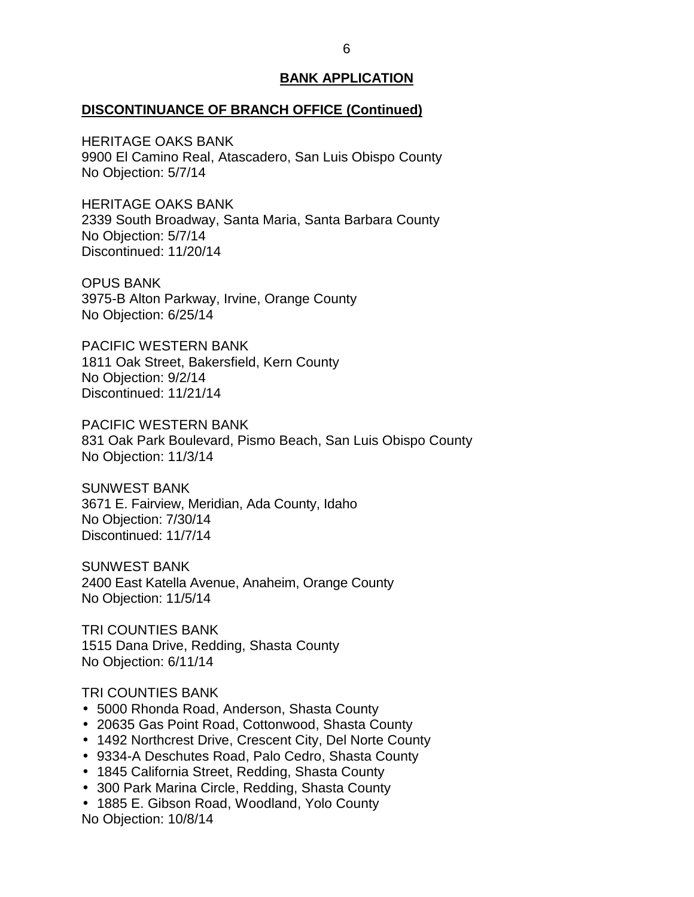## BANK APPLICATION

### DISCONTINUANCE OF BRANCH OFFICE (Continued)

HERITAGE OAKS BANK
9900 El Camino Real, Atascadero, San Luis Obispo County
No Objection: 5/7/14

HERITAGE OAKS BANK
2339 South Broadway, Santa Maria, Santa Barbara County
No Objection: 5/7/14
Discontinued: 11/20/14

OPUS BANK
3975-B Alton Parkway, Irvine, Orange County
No Objection: 6/25/14

PACIFIC WESTERN BANK
1811 Oak Street, Bakersfield, Kern County
No Objection: 9/2/14
Discontinued: 11/21/14

PACIFIC WESTERN BANK
831 Oak Park Boulevard, Pismo Beach, San Luis Obispo County
No Objection: 11/3/14

SUNWEST BANK
3671 E. Fairview, Meridian, Ada County, Idaho
No Objection: 7/30/14
Discontinued: 11/7/14

SUNWEST BANK
2400 East Katella Avenue, Anaheim, Orange County
No Objection: 11/5/14

TRI COUNTIES BANK
1515 Dana Drive, Redding, Shasta County
No Objection: 6/11/14

TRI COUNTIES BANK
- 5000 Rhonda Road, Anderson, Shasta County
- 20635 Gas Point Road, Cottonwood, Shasta County
- 1492 Northcrest Drive, Crescent City, Del Norte County
- 9334-A Deschutes Road, Palo Cedro, Shasta County
- 1845 California Street, Redding, Shasta County
- 300 Park Marina Circle, Redding, Shasta County
- 1885 E. Gibson Road, Woodland, Yolo County

No Objection: 10/8/14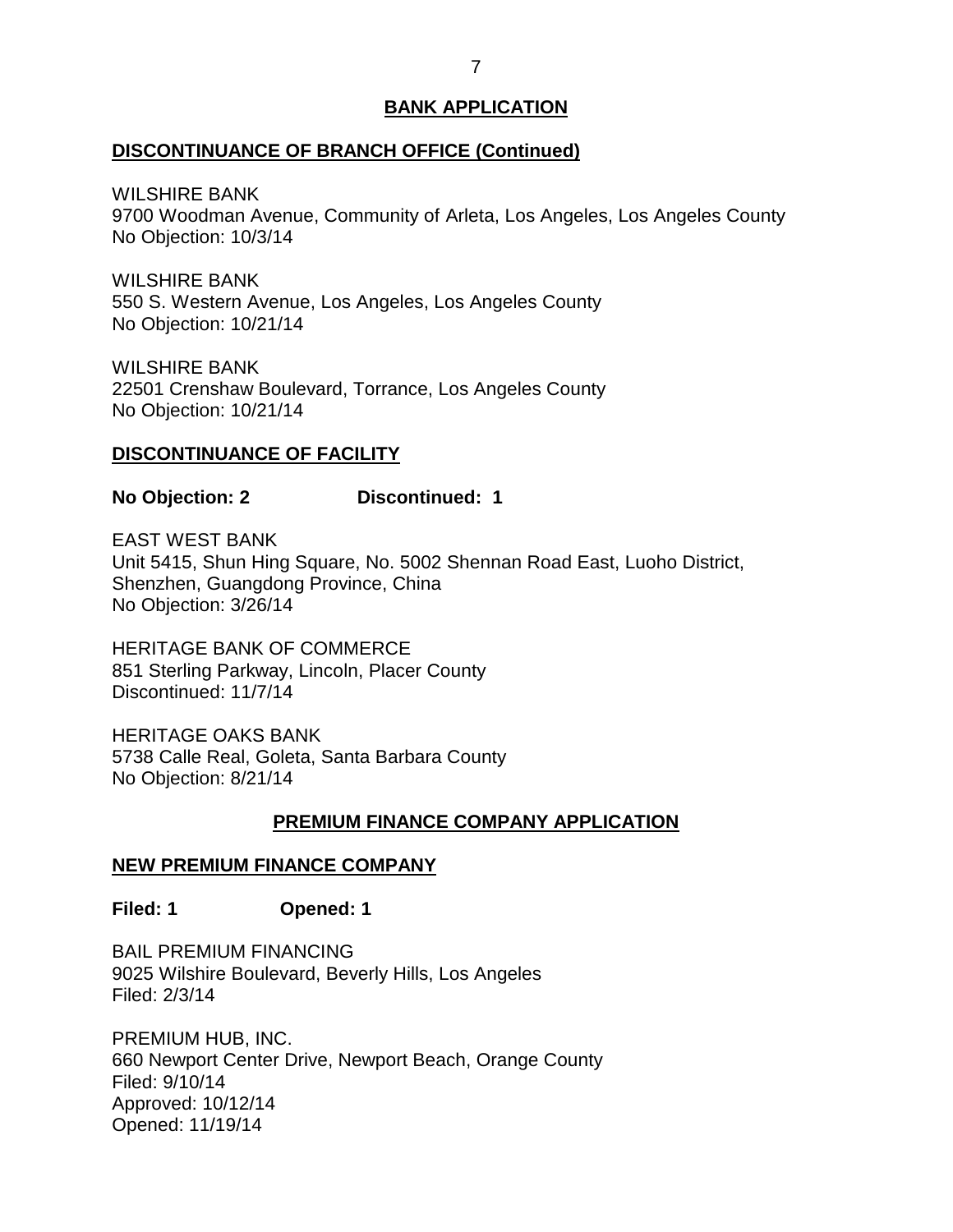## BANK APPLICATION

### DISCONTINUANCE OF BRANCH OFFICE (Continued)

WILSHIRE BANK
9700 Woodman Avenue, Community of Arleta, Los Angeles, Los Angeles County
No Objection: 10/3/14

WILSHIRE BANK
550 S. Western Avenue, Los Angeles, Los Angeles County
No Objection: 10/21/14

WILSHIRE BANK
22501 Crenshaw Boulevard, Torrance, Los Angeles County
No Objection: 10/21/14

### DISCONTINUANCE OF FACILITY

**No Objection: 2 Discontinued: 1**

EAST WEST BANK
Unit 5415, Shun Hing Square, No. 5002 Shennan Road East, Luoho District, Shenzhen, Guangdong Province, China
No Objection: 3/26/14

HERITAGE BANK OF COMMERCE
851 Sterling Parkway, Lincoln, Placer County
Discontinued: 11/7/14

HERITAGE OAKS BANK
5738 Calle Real, Goleta, Santa Barbara County
No Objection: 8/21/14

## PREMIUM FINANCE COMPANY APPLICATION

### NEW PREMIUM FINANCE COMPANY

**Filed: 1 Opened: 1**

BAIL PREMIUM FINANCING
9025 Wilshire Boulevard, Beverly Hills, Los Angeles
Filed: 2/3/14

PREMIUM HUB, INC.
660 Newport Center Drive, Newport Beach, Orange County
Filed: 9/10/14
Approved: 10/12/14
Opened: 11/19/14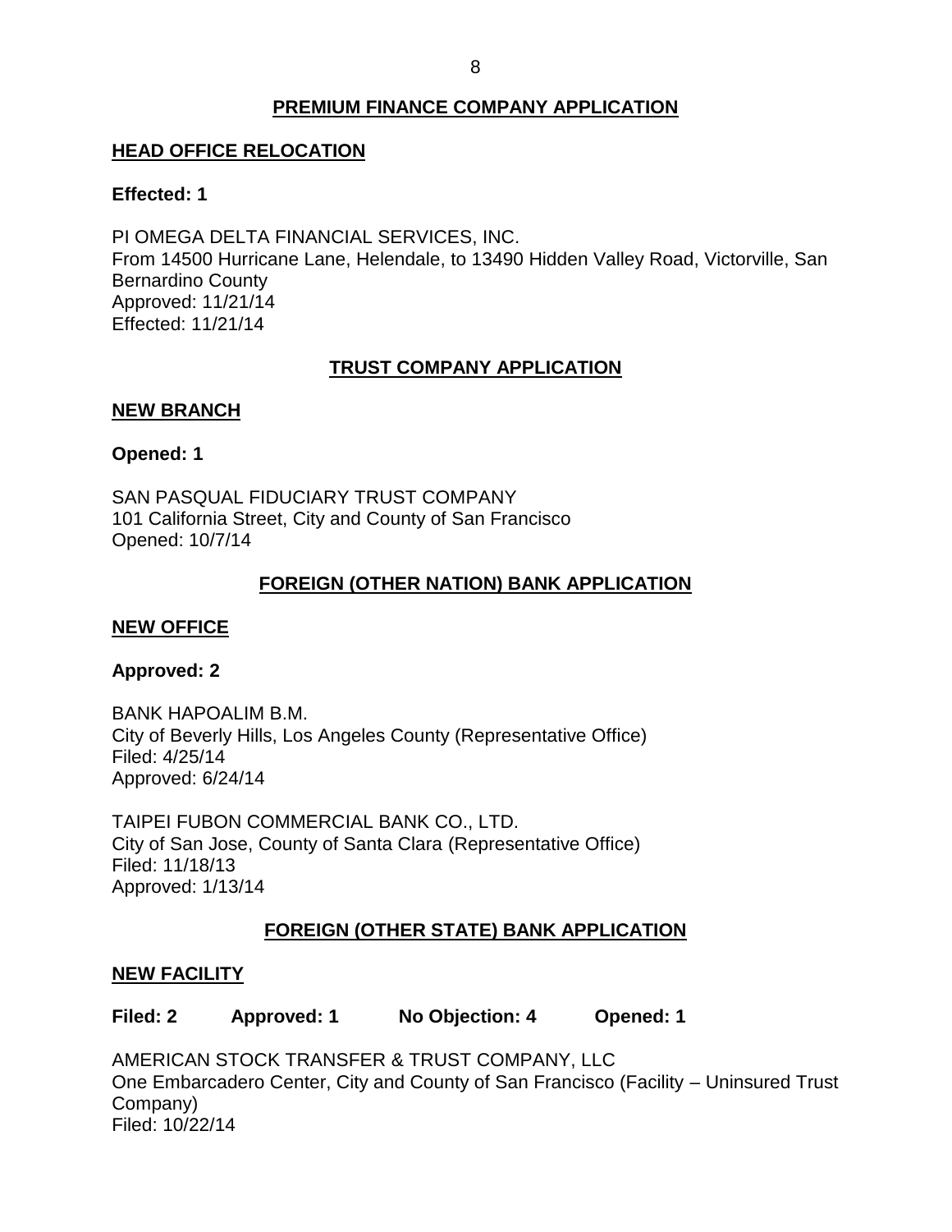## PREMIUM FINANCE COMPANY APPLICATION

### HEAD OFFICE RELOCATION

**Effected: 1**

PI OMEGA DELTA FINANCIAL SERVICES, INC.
From 14500 Hurricane Lane, Helendale, to 13490 Hidden Valley Road, Victorville, San Bernardino County
Approved: 11/21/14
Effected: 11/21/14

## TRUST COMPANY APPLICATION

### NEW BRANCH

**Opened: 1**

SAN PASQUAL FIDUCIARY TRUST COMPANY
101 California Street, City and County of San Francisco
Opened: 10/7/14

## FOREIGN (OTHER NATION) BANK APPLICATION

### NEW OFFICE

**Approved: 2**

BANK HAPOALIM B.M.
City of Beverly Hills, Los Angeles County (Representative Office)
Filed: 4/25/14
Approved: 6/24/14

TAIPEI FUBON COMMERCIAL BANK CO., LTD.
City of San Jose, County of Santa Clara (Representative Office)
Filed: 11/18/13
Approved: 1/13/14

## FOREIGN (OTHER STATE) BANK APPLICATION

### NEW FACILITY

**Filed: 2 Approved: 1 No Objection: 4 Opened: 1**

AMERICAN STOCK TRANSFER & TRUST COMPANY, LLC
One Embarcadero Center, City and County of San Francisco (Facility – Uninsured Trust Company)
Filed: 10/22/14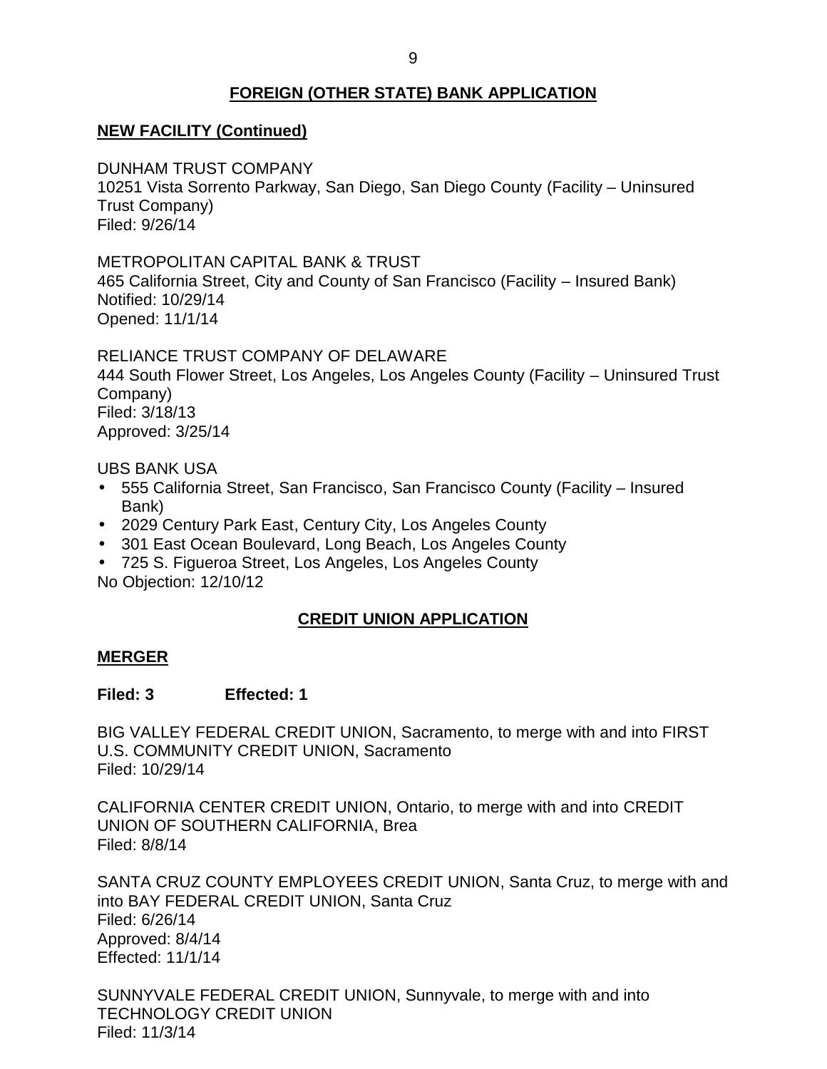## FOREIGN (OTHER STATE) BANK APPLICATION

### NEW FACILITY (Continued)

DUNHAM TRUST COMPANY
10251 Vista Sorrento Parkway, San Diego, San Diego County (Facility – Uninsured Trust Company)
Filed: 9/26/14

METROPOLITAN CAPITAL BANK & TRUST
465 California Street, City and County of San Francisco (Facility – Insured Bank)
Notified: 10/29/14
Opened: 11/1/14

RELIANCE TRUST COMPANY OF DELAWARE
444 South Flower Street, Los Angeles, Los Angeles County (Facility – Uninsured Trust Company)
Filed: 3/18/13
Approved: 3/25/14

UBS BANK USA

- 555 California Street, San Francisco, San Francisco County (Facility – Insured Bank)
- 2029 Century Park East, Century City, Los Angeles County
- 301 East Ocean Boulevard, Long Beach, Los Angeles County
- 725 S. Figueroa Street, Los Angeles, Los Angeles County

No Objection: 12/10/12

## CREDIT UNION APPLICATION

### MERGER

**Filed: 3 Effected: 1**

BIG VALLEY FEDERAL CREDIT UNION, Sacramento, to merge with and into FIRST U.S. COMMUNITY CREDIT UNION, Sacramento
Filed: 10/29/14

CALIFORNIA CENTER CREDIT UNION, Ontario, to merge with and into CREDIT UNION OF SOUTHERN CALIFORNIA, Brea
Filed: 8/8/14

SANTA CRUZ COUNTY EMPLOYEES CREDIT UNION, Santa Cruz, to merge with and into BAY FEDERAL CREDIT UNION, Santa Cruz
Filed: 6/26/14
Approved: 8/4/14
Effected: 11/1/14

SUNNYVALE FEDERAL CREDIT UNION, Sunnyvale, to merge with and into TECHNOLOGY CREDIT UNION
Filed: 11/3/14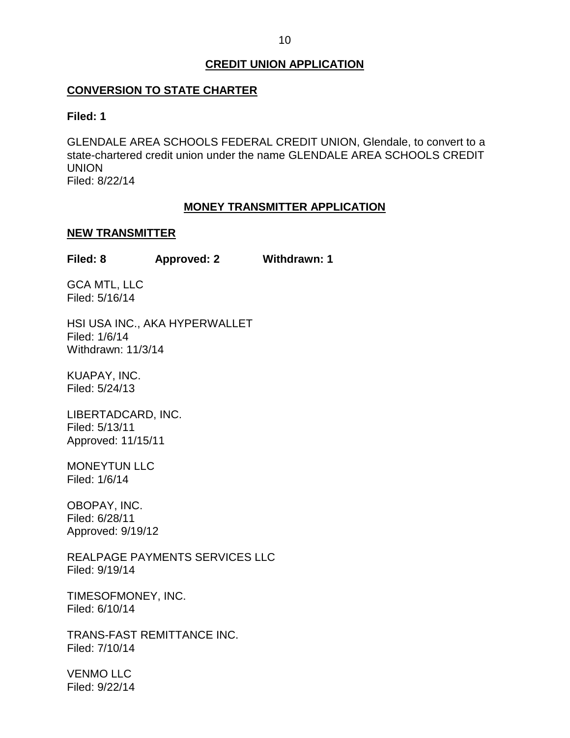## CREDIT UNION APPLICATION

### CONVERSION TO STATE CHARTER

**Filed: 1**

GLENDALE AREA SCHOOLS FEDERAL CREDIT UNION, Glendale, to convert to a state-chartered credit union under the name GLENDALE AREA SCHOOLS CREDIT UNION
Filed: 8/22/14

## MONEY TRANSMITTER APPLICATION

### NEW TRANSMITTER

**Filed: 8** **Approved: 2** **Withdrawn: 1**

GCA MTL, LLC
Filed: 5/16/14

HSI USA INC., AKA HYPERWALLET
Filed: 1/6/14
Withdrawn: 11/3/14

KUAPAY, INC.
Filed: 5/24/13

LIBERTADCARD, INC.
Filed: 5/13/11
Approved: 11/15/11

MONEYTUN LLC
Filed: 1/6/14

OBOPAY, INC.
Filed: 6/28/11
Approved: 9/19/12

REALPAGE PAYMENTS SERVICES LLC
Filed: 9/19/14

TIMESOFMONEY, INC.
Filed: 6/10/14

TRANS-FAST REMITTANCE INC.
Filed: 7/10/14

VENMO LLC
Filed: 9/22/14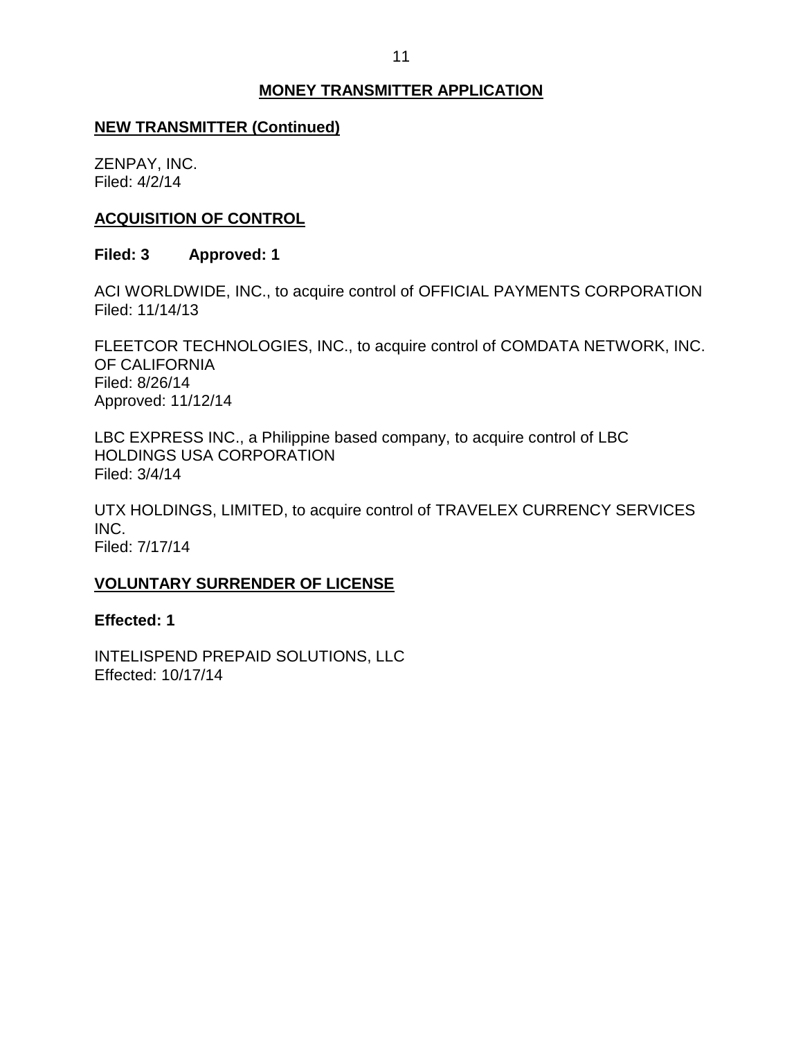## MONEY TRANSMITTER APPLICATION

### NEW TRANSMITTER (Continued)

ZENPAY, INC.
Filed: 4/2/14

### ACQUISITION OF CONTROL

**Filed: 3 Approved: 1**

ACI WORLDWIDE, INC., to acquire control of OFFICIAL PAYMENTS CORPORATION
Filed: 11/14/13

FLEETCOR TECHNOLOGIES, INC., to acquire control of COMDATA NETWORK, INC. OF CALIFORNIA
Filed: 8/26/14
Approved: 11/12/14

LBC EXPRESS INC., a Philippine based company, to acquire control of LBC HOLDINGS USA CORPORATION
Filed: 3/4/14

UTX HOLDINGS, LIMITED, to acquire control of TRAVELEX CURRENCY SERVICES INC.
Filed: 7/17/14

### VOLUNTARY SURRENDER OF LICENSE

**Effected: 1**

INTELISPEND PREPAID SOLUTIONS, LLC
Effected: 10/17/14